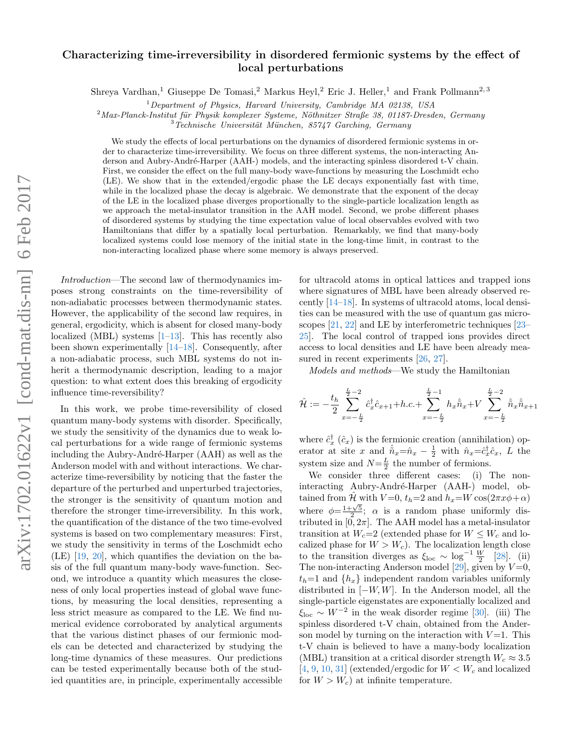# Characterizing time-irreversibility in disordered fermionic systems by the effect of local perturbations

Shreya Vardhan,[1] Giuseppe De Tomasi,[2] Markus Heyl,[2] Eric J. Heller,[1] and Frank Pollmann[2,3]

[1] *Department of Physics, Harvard University, Cambridge MA 02138, USA*
[2] *Max-Planck-Institut für Physik komplexer Systeme, Nöthnitzer Straße 38, 01187-Dresden, Germany*
[3] *Technische Universität München, 85747 Garching, Germany*

We study the effects of local perturbations on the dynamics of disordered fermionic systems in order to characterize time-irreversibility. We focus on three different systems, the non-interacting Anderson and Aubry-André-Harper (AAH-) models, and the interacting spinless disordered t-V chain. First, we consider the effect on the full many-body wave-functions by measuring the Loschmidt echo (LE). We show that in the extended/ergodic phase the LE decays exponentially fast with time, while in the localized phase the decay is algebraic. We demonstrate that the exponent of the decay of the LE in the localized phase diverges proportionally to the single-particle localization length as we approach the metal-insulator transition in the AAH model. Second, we probe different phases of disordered systems by studying the time expectation value of local observables evolved with two Hamiltonians that differ by a spatially local perturbation. Remarkably, we find that many-body localized systems could lose memory of the initial state in the long-time limit, in contrast to the non-interacting localized phase where some memory is always preserved.

*Introduction*—The second law of thermodynamics imposes strong constraints on the time-reversibility of non-adiabatic processes between thermodynamic states. However, the applicability of the second law requires, in general, ergodicity, which is absent for closed many-body localized (MBL) systems [1–13]. This has recently also been shown experimentally [14–18]. Consequently, after a non-adiabatic process, such MBL systems do not inherit a thermodynamic description, leading to a major question: to what extent does this breaking of ergodicity influence time-reversibility?

In this work, we probe time-reversibility of closed quantum many-body systems with disorder. Specifically, we study the sensitivity of the dynamics due to weak local perturbations for a wide range of fermionic systems including the Aubry-André-Harper (AAH) as well as the Anderson model with and without interactions. We characterize time-reversibility by noticing that the faster the departure of the perturbed and unperturbed trajectories, the stronger is the sensitivity of quantum motion and therefore the stronger time-irreversibility. In this work, the quantification of the distance of the two time-evolved systems is based on two complementary measures: First, we study the sensitivity in terms of the Loschmidt echo (LE) [19, 20], which quantifies the deviation on the basis of the full quantum many-body wave-function. Second, we introduce a quantity which measures the closeness of only local properties instead of global wave functions, by measuring the local densities, representing a less strict measure as compared to the LE. We find numerical evidence corroborated by analytical arguments that the various distinct phases of our fermionic models can be detected and characterized by studying the long-time dynamics of these measures. Our predictions can be tested experimentally because both of the studied quantities are, in principle, experimentally accessible for ultracold atoms in optical lattices and trapped ions where signatures of MBL have been already observed recently [14–18]. In systems of ultracold atoms, local densities can be measured with the use of quantum gas microscopes [21, 22] and LE by interferometric techniques [23–25]. The local control of trapped ions provides direct access to local densities and LE have been already measured in recent experiments [26, 27].

*Models and methods*—We study the Hamiltonian

$$\hat{\mathcal{H}} := -\frac{t_h}{2}\sum_{x=-\frac{L}{2}}^{\frac{L}{2}-2} \hat{c}_x^\dagger \hat{c}_{x+1} + h.c. + \sum_{x=-\frac{L}{2}}^{\frac{L}{2}-1} h_x \hat{\tilde{n}}_x + V\sum_{x=-\frac{L}{2}}^{\frac{L}{2}-2} \hat{\tilde{n}}_x \hat{\tilde{n}}_{x+1}$$

where $\hat{c}_x^\dagger$ ($\hat{c}_x$) is the fermionic creation (annihilation) operator at site $x$ and $\hat{\tilde{n}}_x = \hat{n}_x - \frac{1}{2}$ with $\hat{n}_x = \hat{c}_x^\dagger \hat{c}_x$, $L$ the system size and $N = \frac{L}{2}$ the number of fermions.

We consider three different cases: (i) The non-interacting Aubry-André-Harper (AAH-) model, obtained from $\hat{\mathcal{H}}$ with $V=0$, $t_h=2$ and $h_x = W\cos(2\pi x\phi + \alpha)$ where $\phi = \frac{1+\sqrt{5}}{2}$; $\alpha$ is a random phase uniformly distributed in $[0, 2\pi]$. The AAH model has a metal-insulator transition at $W_c=2$ (extended phase for $W \leq W_c$ and localized phase for $W > W_c$). The localization length close to the transition diverges as $\xi_{\text{loc}} \sim \log^{-1}\frac{W}{2}$ [28]. (ii) The non-interacting Anderson model [29], given by $V=0$, $t_h=1$ and $\{h_x\}$ independent random variables uniformly distributed in $[-W, W]$. In the Anderson model, all the single-particle eigenstates are exponentially localized and $\xi_{\text{loc}} \sim W^{-2}$ in the weak disorder regime [30]. (iii) The spinless disordered t-V chain, obtained from the Anderson model by turning on the interaction with $V=1$. This t-V chain is believed to have a many-body localization (MBL) transition at a critical disorder strength $W_c \approx 3.5$ [4, 9, 10, 31] (extended/ergodic for $W < W_c$ and localized for $W > W_c$) at infinite temperature.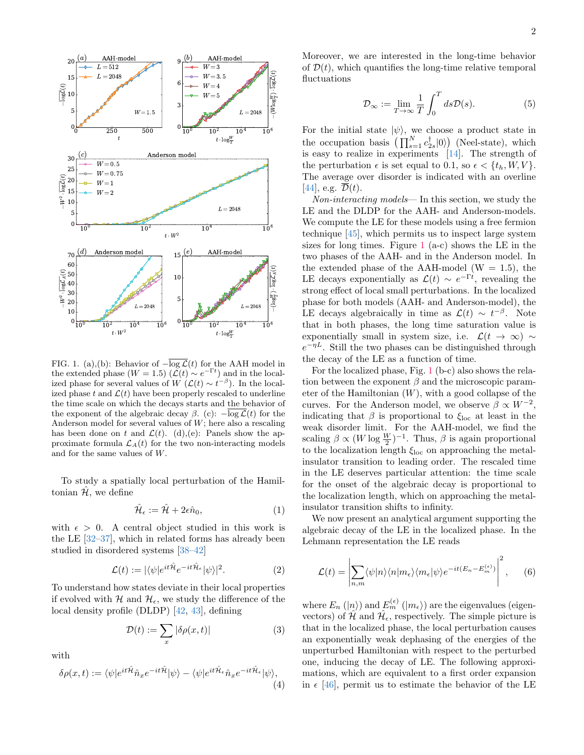FIG. 1. (a),(b): Behavior of $-\overline{\log \mathcal{L}}(t)$ for the AAH model in the extended phase ($W = 1.5$) ($\mathcal{L}(t) \sim e^{-\Gamma t}$) and in the localized phase for several values of $W$ ($\mathcal{L}(t) \sim t^{-\beta}$). In the localized phase $t$ and $\mathcal{L}(t)$ have been properly rescaled to underline the time scale on which the decays starts and the behavior of the exponent of the algebraic decay $\beta$. (c): $-\overline{\log \mathcal{L}}(t)$ for the Anderson model for several values of $W$; here also a rescaling has been done on $t$ and $\mathcal{L}(t)$. (d),(e): Panels show the approximate formula $\mathcal{L}_A(t)$ for the two non-interacting models and for the same values of $W$.

To study a spatially local perturbation of the Hamiltonian $\hat{\mathcal{H}}$, we define

$$\hat{\mathcal{H}}_\epsilon := \hat{\mathcal{H}} + 2\epsilon \hat{n}_0, \tag{1}$$

with $\epsilon > 0$. A central object studied in this work is the LE [32–37], which in related forms has already been studied in disordered systems [38–42]

$$\mathcal{L}(t) := |\langle \psi | e^{it\hat{\mathcal{H}}} e^{-it\hat{\mathcal{H}}_\epsilon} |\psi\rangle|^2. \tag{2}$$

To understand how states deviate in their local properties if evolved with $\mathcal{H}$ and $\mathcal{H}_\epsilon$, we study the difference of the local density profile (DLDP) [42, 43], defining

$$\mathcal{D}(t) := \sum_x |\delta\rho(x,t)| \tag{3}$$

with

$$\delta\rho(x,t) := \langle \psi | e^{it\hat{\mathcal{H}}} \hat{n}_x e^{-it\hat{\mathcal{H}}} |\psi\rangle - \langle \psi | e^{it\hat{\mathcal{H}}_\epsilon} \hat{n}_x e^{-it\hat{\mathcal{H}}_\epsilon} |\psi\rangle, \tag{4}$$

Moreover, we are interested in the long-time behavior of $\mathcal{D}(t)$, which quantifies the long-time relative temporal fluctuations

$$\mathcal{D}_\infty := \lim_{T\to\infty} \frac{1}{T} \int_0^T ds \mathcal{D}(s). \tag{5}$$

For the initial state $|\psi\rangle$, we choose a product state in the occupation basis $\left(\prod_{s=1}^N c_{2s}^\dagger |0\rangle\right)$ (Neel-state), which is easy to realize in experiments [14]. The strength of the perturbation $\epsilon$ is set equal to 0.1, so $\epsilon < \{t_h, W, V\}$. The average over disorder is indicated with an overline [44], e.g. $\overline{\mathcal{D}}(t)$.

*Non-interacting models*— In this section, we study the LE and the DLDP for the AAH- and Anderson-models. We compute the LE for these models using a free fermion technique [45], which permits us to inspect large system sizes for long times. Figure 1 (a-c) shows the LE in the two phases of the AAH- and in the Anderson model. In the extended phase of the AAH-model (W = 1.5), the LE decays exponentially as $\mathcal{L}(t) \sim e^{-\Gamma t}$, revealing the strong effect of local small perturbations. In the localized phase for both models (AAH- and Anderson-model), the LE decays algebraically in time as $\mathcal{L}(t) \sim t^{-\beta}$. Note that in both phases, the long time saturation value is exponentially small in system size, i.e. $\mathcal{L}(t \to \infty) \sim e^{-\eta L}$. Still the two phases can be distinguished through the decay of the LE as a function of time.

For the localized phase, Fig. 1 (b-c) also shows the relation between the exponent $\beta$ and the microscopic parameter of the Hamiltonian ($W$), with a good collapse of the curves. For the Anderson model, we observe $\beta \propto W^{-2}$, indicating that $\beta$ is proportional to $\xi_{\text{loc}}$ at least in the weak disorder limit. For the AAH-model, we find the scaling $\beta \propto (W \log \frac{W}{2})^{-1}$. Thus, $\beta$ is again proportional to the localization length $\xi_{\text{loc}}$ on approaching the metal-insulator transition to leading order. The rescaled time in the LE deserves particular attention: the time scale for the onset of the algebraic decay is proportional to the localization length, which on approaching the metal-insulator transition shifts to infinity.

We now present an analytical argument supporting the algebraic decay of the LE in the localized phase. In the Lehmann representation the LE reads

$$\mathcal{L}(t) = \left| \sum_{n,m} \langle \psi | n \rangle \langle n | m_\epsilon \rangle \langle m_\epsilon | \psi \rangle e^{-it(E_n - E_m^{(\epsilon)})} \right|^2, \tag{6}$$

where $E_n$ ($|n\rangle$) and $E_m^{(\epsilon)}$ ($|m_\epsilon\rangle$) are the eigenvalues (eigenvectors) of $\hat{\mathcal{H}}$ and $\hat{\mathcal{H}}_\epsilon$, respectively. The simple picture is that in the localized phase, the local perturbation causes an exponentially weak dephasing of the energies of the unperturbed Hamiltonian with respect to the perturbed one, inducing the decay of LE. The following approximations, which are equivalent to a first order expansion in $\epsilon$ [46], permit us to estimate the behavior of the LE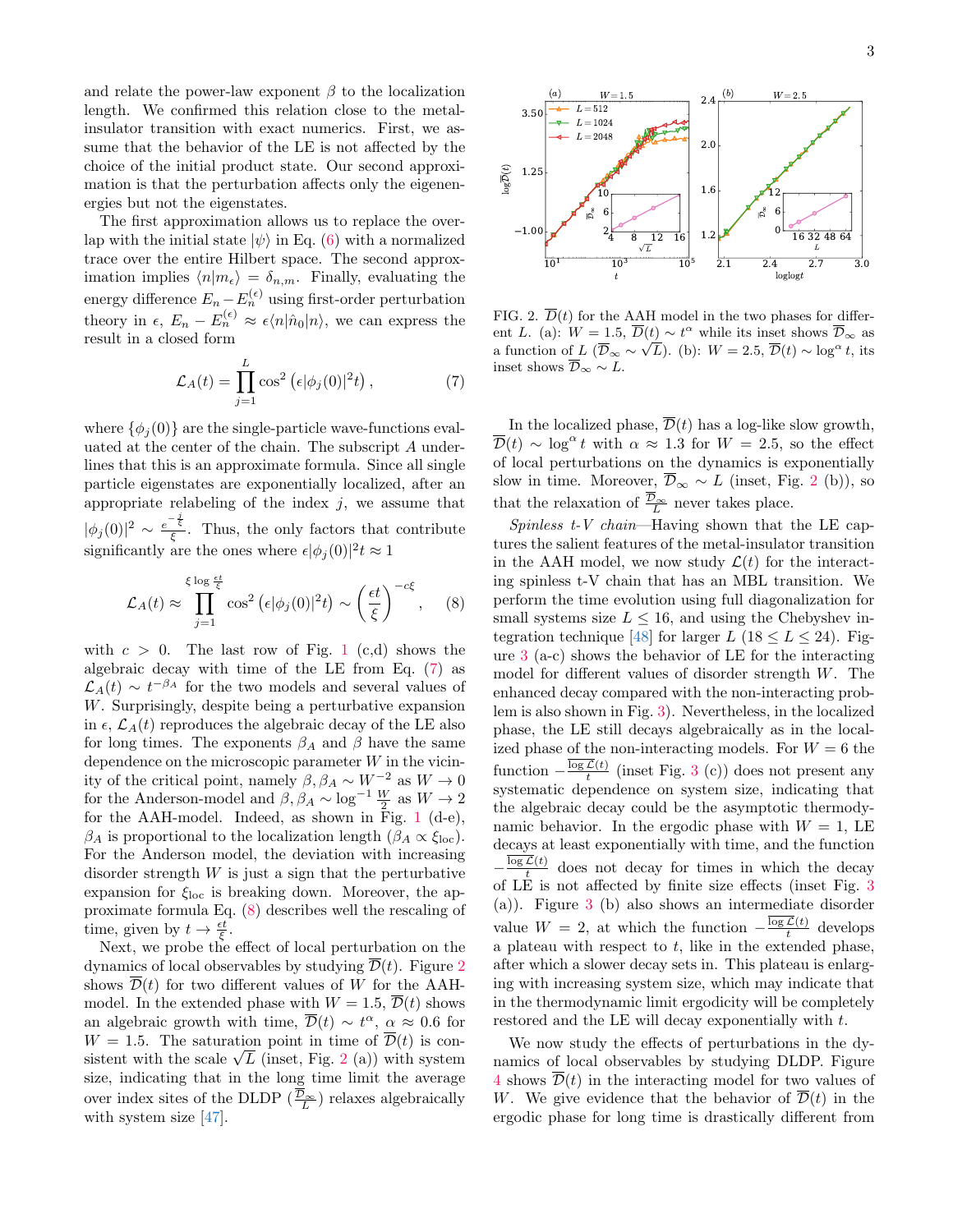and relate the power-law exponent $\beta$ to the localization length. We confirmed this relation close to the metal-insulator transition with exact numerics. First, we assume that the behavior of the LE is not affected by the choice of the initial product state. Our second approximation is that the perturbation affects only the eigenenergies but not the eigenstates.

The first approximation allows us to replace the overlap with the initial state $|\psi\rangle$ in Eq. (6) with a normalized trace over the entire Hilbert space. The second approximation implies $\langle n|m_\epsilon\rangle = \delta_{n,m}$. Finally, evaluating the energy difference $E_n - E_n^{(\epsilon)}$ using first-order perturbation theory in $\epsilon$, $E_n - E_n^{(\epsilon)} \approx \epsilon\langle n|\hat{n}_0|n\rangle$, we can express the result in a closed form

$$\mathcal{L}_A(t) = \prod_{j=1}^{L} \cos^2\left(\epsilon|\phi_j(0)|^2 t\right), \tag{7}$$

where $\{\phi_j(0)\}$ are the single-particle wave-functions evaluated at the center of the chain. The subscript $A$ underlines that this is an approximate formula. Since all single particle eigenstates are exponentially localized, after an appropriate relabeling of the index $j$, we assume that $|\phi_j(0)|^2 \sim \frac{e^{-\frac{j}{\xi}}}{\xi}$. Thus, the only factors that contribute significantly are the ones where $\epsilon|\phi_j(0)|^2 t \approx 1$

$$\mathcal{L}_A(t) \approx \prod_{j=1}^{\xi \log \frac{\epsilon t}{\xi}} \cos^2\left(\epsilon|\phi_j(0)|^2 t\right) \sim \left(\frac{\epsilon t}{\xi}\right)^{-c\xi}, \tag{8}$$

with $c > 0$. The last row of Fig. 1 (c,d) shows the algebraic decay with time of the LE from Eq. (7) as $\mathcal{L}_A(t) \sim t^{-\beta_A}$ for the two models and several values of $W$. Surprisingly, despite being a perturbative expansion in $\epsilon$, $\mathcal{L}_A(t)$ reproduces the algebraic decay of the LE also for long times. The exponents $\beta_A$ and $\beta$ have the same dependence on the microscopic parameter $W$ in the vicinity of the critical point, namely $\beta, \beta_A \sim W^{-2}$ as $W \to 0$ for the Anderson-model and $\beta, \beta_A \sim \log^{-1} \frac{W}{2}$ as $W \to 2$ for the AAH-model. Indeed, as shown in Fig. 1 (d-e), $\beta_A$ is proportional to the localization length ($\beta_A \propto \xi_{\rm loc}$). For the Anderson model, the deviation with increasing disorder strength $W$ is just a sign that the perturbative expansion for $\xi_{\rm loc}$ is breaking down. Moreover, the approximate formula Eq. (8) describes well the rescaling of time, given by $t \to \frac{\epsilon t}{\xi}$.

Next, we probe the effect of local perturbation on the dynamics of local observables by studying $\overline{\mathcal{D}}(t)$. Figure 2 shows $\overline{\mathcal{D}}(t)$ for two different values of $W$ for the AAH-model. In the extended phase with $W = 1.5$, $\overline{\mathcal{D}}(t)$ shows an algebraic growth with time, $\overline{\mathcal{D}}(t) \sim t^\alpha$, $\alpha \approx 0.6$ for $W = 1.5$. The saturation point in time of $\overline{\mathcal{D}}(t)$ is consistent with the scale $\sqrt{L}$ (inset, Fig. 2 (a)) with system size, indicating that in the long time limit the average over index sites of the DLDP ($\frac{\overline{\mathcal{D}}_\infty}{L}$) relaxes algebraically with system size [47].

FIG. 2. $\overline{\mathcal{D}}(t)$ for the AAH model in the two phases for different $L$. (a): $W = 1.5$, $\overline{\mathcal{D}}(t) \sim t^\alpha$ while its inset shows $\overline{\mathcal{D}}_\infty$ as a function of $L$ ($\overline{\mathcal{D}}_\infty \sim \sqrt{L}$). (b): $W = 2.5$, $\overline{\mathcal{D}}(t) \sim \log^\alpha t$, its inset shows $\overline{\mathcal{D}}_\infty \sim L$.

In the localized phase, $\overline{\mathcal{D}}(t)$ has a log-like slow growth, $\overline{\mathcal{D}}(t) \sim \log^\alpha t$ with $\alpha \approx 1.3$ for $W = 2.5$, so the effect of local perturbations on the dynamics is exponentially slow in time. Moreover, $\overline{\mathcal{D}}_\infty \sim L$ (inset, Fig. 2 (b)), so that the relaxation of $\frac{\overline{\mathcal{D}}_\infty}{L}$ never takes place.

*Spinless t-V chain*—Having shown that the LE captures the salient features of the metal-insulator transition in the AAH model, we now study $\mathcal{L}(t)$ for the interacting spinless t-V chain that has an MBL transition. We perform the time evolution using full diagonalization for small systems size $L \leq 16$, and using the Chebyshev integration technique [48] for larger $L$ ($18 \leq L \leq 24$). Figure 3 (a-c) shows the behavior of LE for the interacting model for different values of disorder strength $W$. The enhanced decay compared with the non-interacting problem is also shown in Fig. 3). Nevertheless, in the localized phase, the LE still decays algebraically as in the localized phase of the non-interacting models. For $W = 6$ the function $-\frac{\overline{\log \mathcal{L}(t)}}{t}$ (inset Fig. 3 (c)) does not present any systematic dependence on system size, indicating that the algebraic decay could be the asymptotic thermodynamic behavior. In the ergodic phase with $W = 1$, LE decays at least exponentially with time, and the function $-\frac{\overline{\log \mathcal{L}(t)}}{t}$ does not decay for times in which the decay of LE is not affected by finite size effects (inset Fig. 3 (a)). Figure 3 (b) also shows an intermediate disorder value $W = 2$, at which the function $-\frac{\overline{\log \mathcal{L}(t)}}{t}$ develops a plateau with respect to $t$, like in the extended phase, after which a slower decay sets in. This plateau is enlarging with increasing system size, which may indicate that in the thermodynamic limit ergodicity will be completely restored and the LE will decay exponentially with $t$.

We now study the effects of perturbations in the dynamics of local observables by studying DLDP. Figure 4 shows $\overline{\mathcal{D}}(t)$ in the interacting model for two values of $W$. We give evidence that the behavior of $\overline{\mathcal{D}}(t)$ in the ergodic phase for long time is drastically different from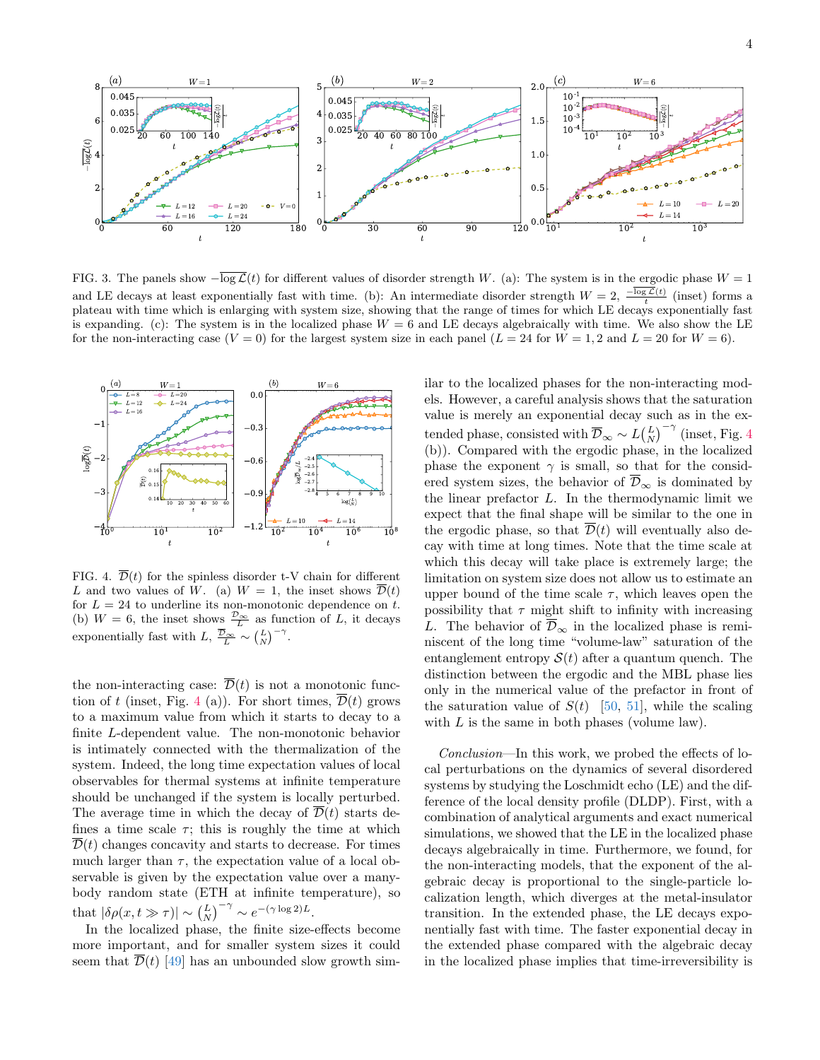FIG. 3. The panels show $-\overline{\log \mathcal{L}}(t)$ for different values of disorder strength $W$. (a): The system is in the ergodic phase $W = 1$ and LE decays at least exponentially fast with time. (b): An intermediate disorder strength $W = 2$, $\frac{-\overline{\log \mathcal{L}}(t)}{t}$ (inset) forms a plateau with time which is enlarging with system size, showing that the range of times for which LE decays exponentially fast is expanding. (c): The system is in the localized phase $W = 6$ and LE decays algebraically with time. We also show the LE for the non-interacting case ($V = 0$) for the largest system size in each panel ($L = 24$ for $W = 1, 2$ and $L = 20$ for $W = 6$).

FIG. 4. $\overline{\mathcal{D}}(t)$ for the spinless disorder t-V chain for different $L$ and two values of $W$. (a) $W = 1$, the inset shows $\overline{\mathcal{D}}(t)$ for $L = 24$ to underline its non-monotonic dependence on $t$. (b) $W = 6$, the inset shows $\frac{\overline{\mathcal{D}}_\infty}{L}$ as function of $L$, it decays exponentially fast with $L$, $\frac{\overline{\mathcal{D}}_\infty}{L} \sim \binom{L}{N}^{-\gamma}$.

the non-interacting case: $\overline{\mathcal{D}}(t)$ is not a monotonic function of $t$ (inset, Fig. 4 (a)). For short times, $\overline{\mathcal{D}}(t)$ grows to a maximum value from which it starts to decay to a finite $L$-dependent value. The non-monotonic behavior is intimately connected with the thermalization of the system. Indeed, the long time expectation values of local observables for thermal systems at infinite temperature should be unchanged if the system is locally perturbed. The average time in which the decay of $\overline{\mathcal{D}}(t)$ starts defines a time scale $\tau$; this is roughly the time at which $\overline{\mathcal{D}}(t)$ changes concavity and starts to decrease. For times much larger than $\tau$, the expectation value of a local observable is given by the expectation value over a many-body random state (ETH at infinite temperature), so that $|\delta\rho(x, t \gg \tau)| \sim \binom{L}{N}^{-\gamma} \sim e^{-(\gamma \log 2)L}$.

In the localized phase, the finite size-effects become more important, and for smaller system sizes it could seem that $\overline{\mathcal{D}}(t)$ [49] has an unbounded slow growth similar to the localized phases for the non-interacting models. However, a careful analysis shows that the saturation value is merely an exponential decay such as in the extended phase, consisted with $\overline{\mathcal{D}}_\infty \sim L\binom{L}{N}^{-\gamma}$ (inset, Fig. 4 (b)). Compared with the ergodic phase, in the localized phase the exponent $\gamma$ is small, so that for the considered system sizes, the behavior of $\overline{\mathcal{D}}_\infty$ is dominated by the linear prefactor $L$. In the thermodynamic limit we expect that the final shape will be similar to the one in the ergodic phase, so that $\overline{\mathcal{D}}(t)$ will eventually also decay with time at long times. Note that the time scale at which this decay will take place is extremely large; the limitation on system size does not allow us to estimate an upper bound of the time scale $\tau$, which leaves open the possibility that $\tau$ might shift to infinity with increasing $L$. The behavior of $\overline{\mathcal{D}}_\infty$ in the localized phase is reminiscent of the long time "volume-law" saturation of the entanglement entropy $\mathcal{S}(t)$ after a quantum quench. The distinction between the ergodic and the MBL phase lies only in the numerical value of the prefactor in front of the saturation value of $S(t)$ [50, 51], while the scaling with $L$ is the same in both phases (volume law).

*Conclusion*—In this work, we probed the effects of local perturbations on the dynamics of several disordered systems by studying the Loschmidt echo (LE) and the difference of the local density profile (DLDP). First, with a combination of analytical arguments and exact numerical simulations, we showed that the LE in the localized phase decays algebraically in time. Furthermore, we found, for the non-interacting models, that the exponent of the algebraic decay is proportional to the single-particle localization length, which diverges at the metal-insulator transition. In the extended phase, the LE decays exponentially fast with time. The faster exponential decay in the extended phase compared with the algebraic decay in the localized phase implies that time-irreversibility is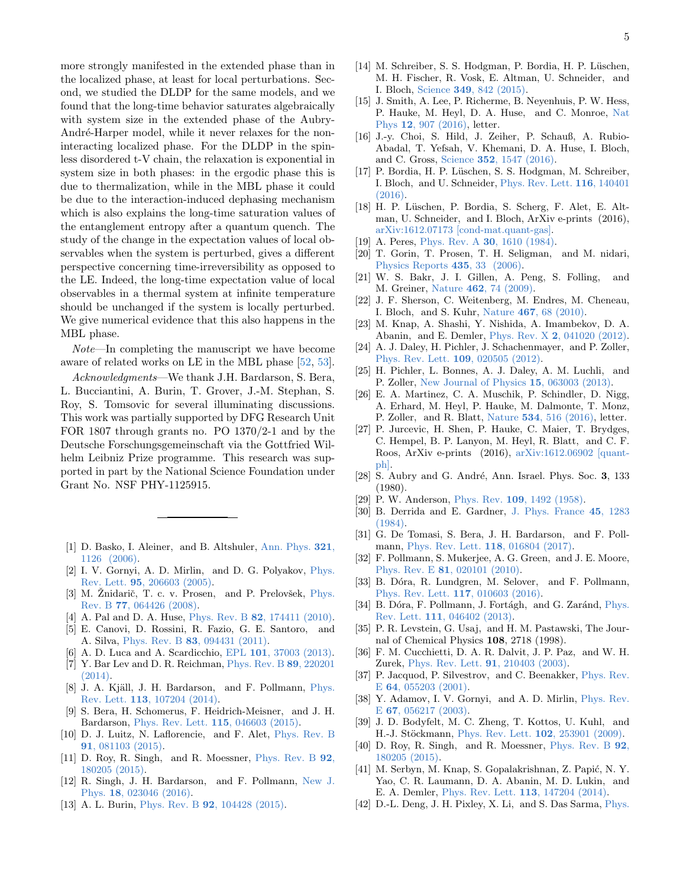more strongly manifested in the extended phase than in the localized phase, at least for local perturbations. Second, we studied the DLDP for the same models, and we found that the long-time behavior saturates algebraically with system size in the extended phase of the Aubry-André-Harper model, while it never relaxes for the non-interacting localized phase. For the DLDP in the spinless disordered t-V chain, the relaxation is exponential in system size in both phases: in the ergodic phase this is due to thermalization, while in the MBL phase it could be due to the interaction-induced dephasing mechanism which is also explains the long-time saturation values of the entanglement entropy after a quantum quench. The study of the change in the expectation values of local observables when the system is perturbed, gives a different perspective concerning time-irreversibility as opposed to the LE. Indeed, the long-time expectation value of local observables in a thermal system at infinite temperature should be unchanged if the system is locally perturbed. We give numerical evidence that this also happens in the MBL phase.

*Note*—In completing the manuscript we have become aware of related works on LE in the MBL phase [52, 53].

*Acknowledgments*—We thank J.H. Bardarson, S. Bera, L. Bucciantini, A. Burin, T. Grover, J.-M. Stephan, S. Roy, S. Tomsovic for several illuminating discussions. This work was partially supported by DFG Research Unit FOR 1807 through grants no. PO 1370/2-1 and by the Deutsche Forschungsgemeinschaft via the Gottfried Wilhelm Leibniz Prize programme. This research was supported in part by the National Science Foundation under Grant No. NSF PHY-1125915.

---

[1] D. Basko, I. Aleiner, and B. Altshuler, Ann. Phys. **321**, 1126 (2006).
[2] I. V. Gornyi, A. D. Mirlin, and D. G. Polyakov, Phys. Rev. Lett. **95**, 206603 (2005).
[3] M. Žnidarič, T. c. v. Prosen, and P. Prelovšek, Phys. Rev. B **77**, 064426 (2008).
[4] A. Pal and D. A. Huse, Phys. Rev. B **82**, 174411 (2010).
[5] E. Canovi, D. Rossini, R. Fazio, G. E. Santoro, and A. Silva, Phys. Rev. B **83**, 094431 (2011).
[6] A. D. Luca and A. Scardicchio, EPL **101**, 37003 (2013).
[7] Y. Bar Lev and D. R. Reichman, Phys. Rev. B **89**, 220201 (2014).
[8] J. A. Kjäll, J. H. Bardarson, and F. Pollmann, Phys. Rev. Lett. **113**, 107204 (2014).
[9] S. Bera, H. Schomerus, F. Heidrich-Meisner, and J. H. Bardarson, Phys. Rev. Lett. **115**, 046603 (2015).
[10] D. J. Luitz, N. Laflorencie, and F. Alet, Phys. Rev. B **91**, 081103 (2015).
[11] D. Roy, R. Singh, and R. Moessner, Phys. Rev. B **92**, 180205 (2015).
[12] R. Singh, J. H. Bardarson, and F. Pollmann, New J. Phys. **18**, 023046 (2016).
[13] A. L. Burin, Phys. Rev. B **92**, 104428 (2015).
[14] M. Schreiber, S. S. Hodgman, P. Bordia, H. P. Lüschen, M. H. Fischer, R. Vosk, E. Altman, U. Schneider, and I. Bloch, Science **349**, 842 (2015).
[15] J. Smith, A. Lee, P. Richerme, B. Neyenhuis, P. W. Hess, P. Hauke, M. Heyl, D. A. Huse, and C. Monroe, Nat Phys **12**, 907 (2016), letter.
[16] J.-y. Choi, S. Hild, J. Zeiher, P. Schauß, A. Rubio-Abadal, T. Yefsah, V. Khemani, D. A. Huse, I. Bloch, and C. Gross, Science **352**, 1547 (2016).
[17] P. Bordia, H. P. Lüschen, S. S. Hodgman, M. Schreiber, I. Bloch, and U. Schneider, Phys. Rev. Lett. **116**, 140401 (2016).
[18] H. P. Lüschen, P. Bordia, S. Scherg, F. Alet, E. Altman, U. Schneider, and I. Bloch, ArXiv e-prints (2016), arXiv:1612.07173 [cond-mat.quant-gas].
[19] A. Peres, Phys. Rev. A **30**, 1610 (1984).
[20] T. Gorin, T. Prosen, T. H. Seligman, and M. nidari, Physics Reports **435**, 33 (2006).
[21] W. S. Bakr, J. I. Gillen, A. Peng, S. Folling, and M. Greiner, Nature **462**, 74 (2009).
[22] J. F. Sherson, C. Weitenberg, M. Endres, M. Cheneau, I. Bloch, and S. Kuhr, Nature **467**, 68 (2010).
[23] M. Knap, A. Shashi, Y. Nishida, A. Imambekov, D. A. Abanin, and E. Demler, Phys. Rev. X **2**, 041020 (2012).
[24] A. J. Daley, H. Pichler, J. Schachenmayer, and P. Zoller, Phys. Rev. Lett. **109**, 020505 (2012).
[25] H. Pichler, L. Bonnes, A. J. Daley, A. M. Luchli, and P. Zoller, New Journal of Physics **15**, 063003 (2013).
[26] E. A. Martinez, C. A. Muschik, P. Schindler, D. Nigg, A. Erhard, M. Heyl, P. Hauke, M. Dalmonte, T. Monz, P. Zoller, and R. Blatt, Nature **534**, 516 (2016), letter.
[27] P. Jurcevic, H. Shen, P. Hauke, C. Maier, T. Brydges, C. Hempel, B. P. Lanyon, M. Heyl, R. Blatt, and C. F. Roos, ArXiv e-prints (2016), arXiv:1612.06902 [quant-ph].
[28] S. Aubry and G. André, Ann. Israel. Phys. Soc. **3**, 133 (1980).
[29] P. W. Anderson, Phys. Rev. **109**, 1492 (1958).
[30] B. Derrida and E. Gardner, J. Phys. France **45**, 1283 (1984).
[31] G. De Tomasi, S. Bera, J. H. Bardarson, and F. Pollmann, Phys. Rev. Lett. **118**, 016804 (2017).
[32] F. Pollmann, S. Mukerjee, A. G. Green, and J. E. Moore, Phys. Rev. E **81**, 020101 (2010).
[33] B. Dóra, R. Lundgren, M. Selover, and F. Pollmann, Phys. Rev. Lett. **117**, 010603 (2016).
[34] B. Dóra, F. Pollmann, J. Fortágh, and G. Zaránd, Phys. Rev. Lett. **111**, 046402 (2013).
[35] P. R. Levstein, G. Usaj, and H. M. Pastawski, The Journal of Chemical Physics **108**, 2718 (1998).
[36] F. M. Cucchietti, D. A. R. Dalvit, J. P. Paz, and W. H. Zurek, Phys. Rev. Lett. **91**, 210403 (2003).
[37] P. Jacquod, P. Silvestrov, and C. Beenakker, Phys. Rev. E **64**, 055203 (2001).
[38] Y. Adamov, I. V. Gornyi, and A. D. Mirlin, Phys. Rev. E **67**, 056217 (2003).
[39] J. D. Bodyfelt, M. C. Zheng, T. Kottos, U. Kuhl, and H.-J. Stöckmann, Phys. Rev. Lett. **102**, 253901 (2009).
[40] D. Roy, R. Singh, and R. Moessner, Phys. Rev. B **92**, 180205 (2015).
[41] M. Serbyn, M. Knap, S. Gopalakrishnan, Z. Papić, N. Y. Yao, C. R. Laumann, D. A. Abanin, M. D. Lukin, and E. A. Demler, Phys. Rev. Lett. **113**, 147204 (2014).
[42] D.-L. Deng, J. H. Pixley, X. Li, and S. Das Sarma, Phys.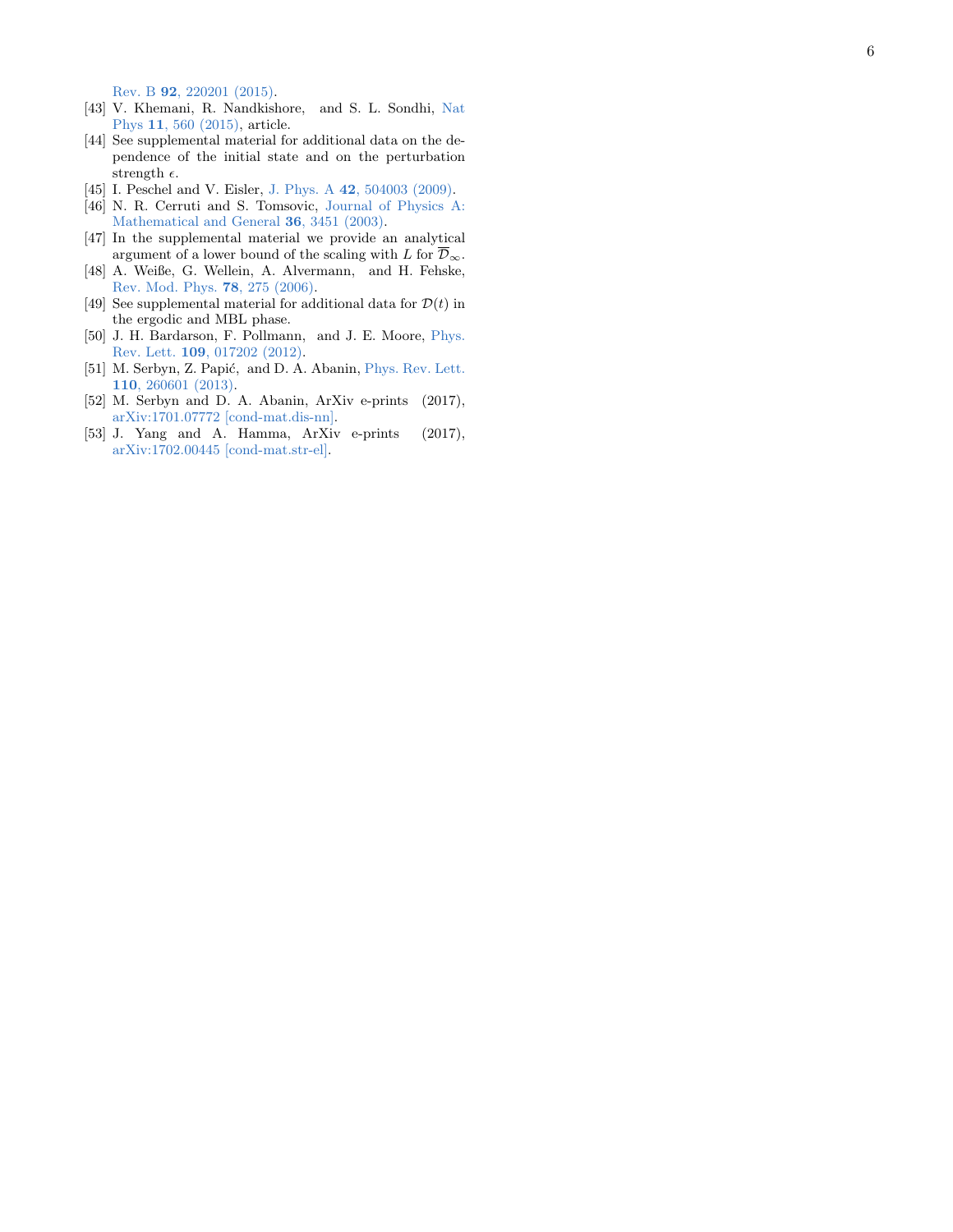Rev. B **92**, 220201 (2015).

[43] V. Khemani, R. Nandkishore, and S. L. Sondhi, Nat Phys **11**, 560 (2015), article.

[44] See supplemental material for additional data on the dependence of the initial state and on the perturbation strength $\epsilon$.

[45] I. Peschel and V. Eisler, J. Phys. A **42**, 504003 (2009).

[46] N. R. Cerruti and S. Tomsovic, Journal of Physics A: Mathematical and General **36**, 3451 (2003).

[47] In the supplemental material we provide an analytical argument of a lower bound of the scaling with $L$ for $\overline{\mathcal{D}}_{\infty}$.

[48] A. Weiße, G. Wellein, A. Alvermann, and H. Fehske, Rev. Mod. Phys. **78**, 275 (2006).

[49] See supplemental material for additional data for $\mathcal{D}(t)$ in the ergodic and MBL phase.

[50] J. H. Bardarson, F. Pollmann, and J. E. Moore, Phys. Rev. Lett. **109**, 017202 (2012).

[51] M. Serbyn, Z. Papić, and D. A. Abanin, Phys. Rev. Lett. **110**, 260601 (2013).

[52] M. Serbyn and D. A. Abanin, ArXiv e-prints (2017), arXiv:1701.07772 [cond-mat.dis-nn].

[53] J. Yang and A. Hamma, ArXiv e-prints (2017), arXiv:1702.00445 [cond-mat.str-el].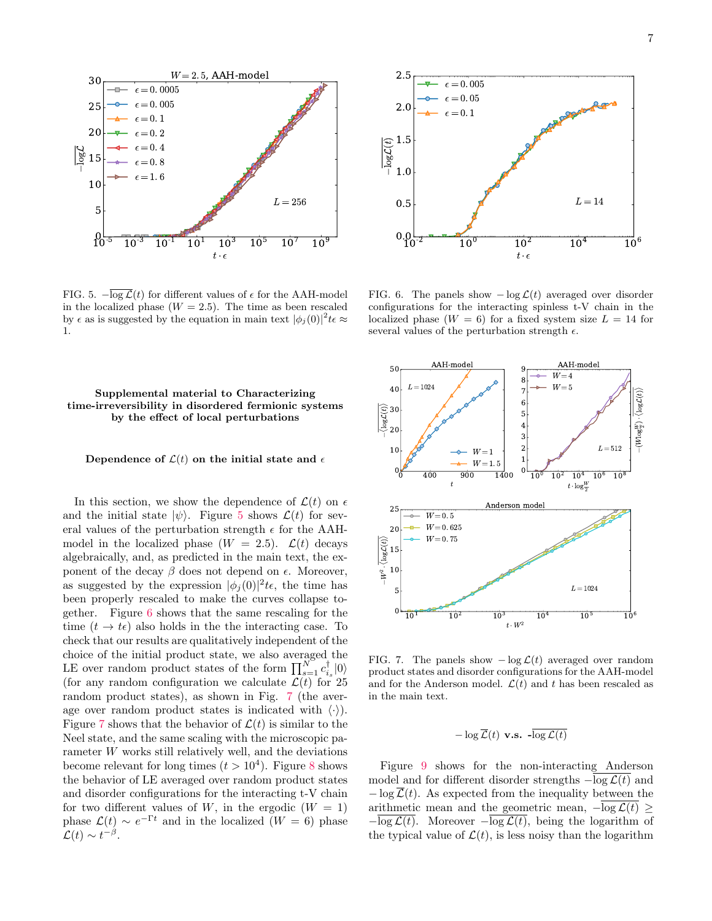FIG. 5. $-\overline{\log \mathcal{L}}(t)$ for different values of $\epsilon$ for the AAH-model in the localized phase ($W = 2.5$). The time as been rescaled by $\epsilon$ as is suggested by the equation in main text $|\phi_j(0)|^2 t\epsilon \approx 1$.

FIG. 6. The panels show $-\log \mathcal{L}(t)$ averaged over disorder configurations for the interacting spinless t-V chain in the localized phase ($W = 6$) for a fixed system size $L = 14$ for several values of the perturbation strength $\epsilon$.

## Supplemental material to Characterizing time-irreversibility in disordered fermionic systems by the effect of local perturbations

### Dependence of $\mathcal{L}(t)$ on the initial state and $\epsilon$

In this section, we show the dependence of $\mathcal{L}(t)$ on $\epsilon$ and the initial state $|\psi\rangle$. Figure 5 shows $\mathcal{L}(t)$ for several values of the perturbation strength $\epsilon$ for the AAH-model in the localized phase ($W = 2.5$). $\mathcal{L}(t)$ decays algebraically, and, as predicted in the main text, the exponent of the decay $\beta$ does not depend on $\epsilon$. Moreover, as suggested by the expression $|\phi_j(0)|^2 t\epsilon$, the time has been properly rescaled to make the curves collapse together. Figure 6 shows that the same rescaling for the time ($t \to t\epsilon$) also holds in the the interacting case. To check that our results are qualitatively independent of the choice of the initial product state, we also averaged the LE over random product states of the form $\prod_{s=1}^{N} c^\dagger_{i_s}|0\rangle$ (for any random configuration we calculate $\mathcal{L}(t)$ for 25 random product states), as shown in Fig. 7 (the average over random product states is indicated with $\langle\cdot\rangle$). Figure 7 shows that the behavior of $\mathcal{L}(t)$ is similar to the Neel state, and the same scaling with the microscopic parameter $W$ works still relatively well, and the deviations become relevant for long times ($t > 10^4$). Figure 8 shows the behavior of LE averaged over random product states and disorder configurations for the interacting t-V chain for two different values of $W$, in the ergodic ($W = 1$) phase $\mathcal{L}(t) \sim e^{-\Gamma t}$ and in the localized ($W = 6$) phase $\mathcal{L}(t) \sim t^{-\beta}$.

FIG. 7. The panels show $-\log \mathcal{L}(t)$ averaged over random product states and disorder configurations for the AAH-model and for the Anderson model. $\mathcal{L}(t)$ and $t$ has been rescaled as in the main text.

### $-\log \overline{\mathcal{L}}(t)$ v.s. $-\overline{\log \mathcal{L}(t)}$

Figure 9 shows for the non-interacting Anderson model and for different disorder strengths $-\overline{\log \mathcal{L}(t)}$ and $-\log \overline{\mathcal{L}}(t)$. As expected from the inequality between the arithmetic mean and the geometric mean, $-\overline{\log \mathcal{L}(t)} \geq -\log \overline{\mathcal{L}}(t)$. Moreover $-\overline{\log \mathcal{L}(t)}$, being the logarithm of the typical value of $\mathcal{L}(t)$, is less noisy than the logarithm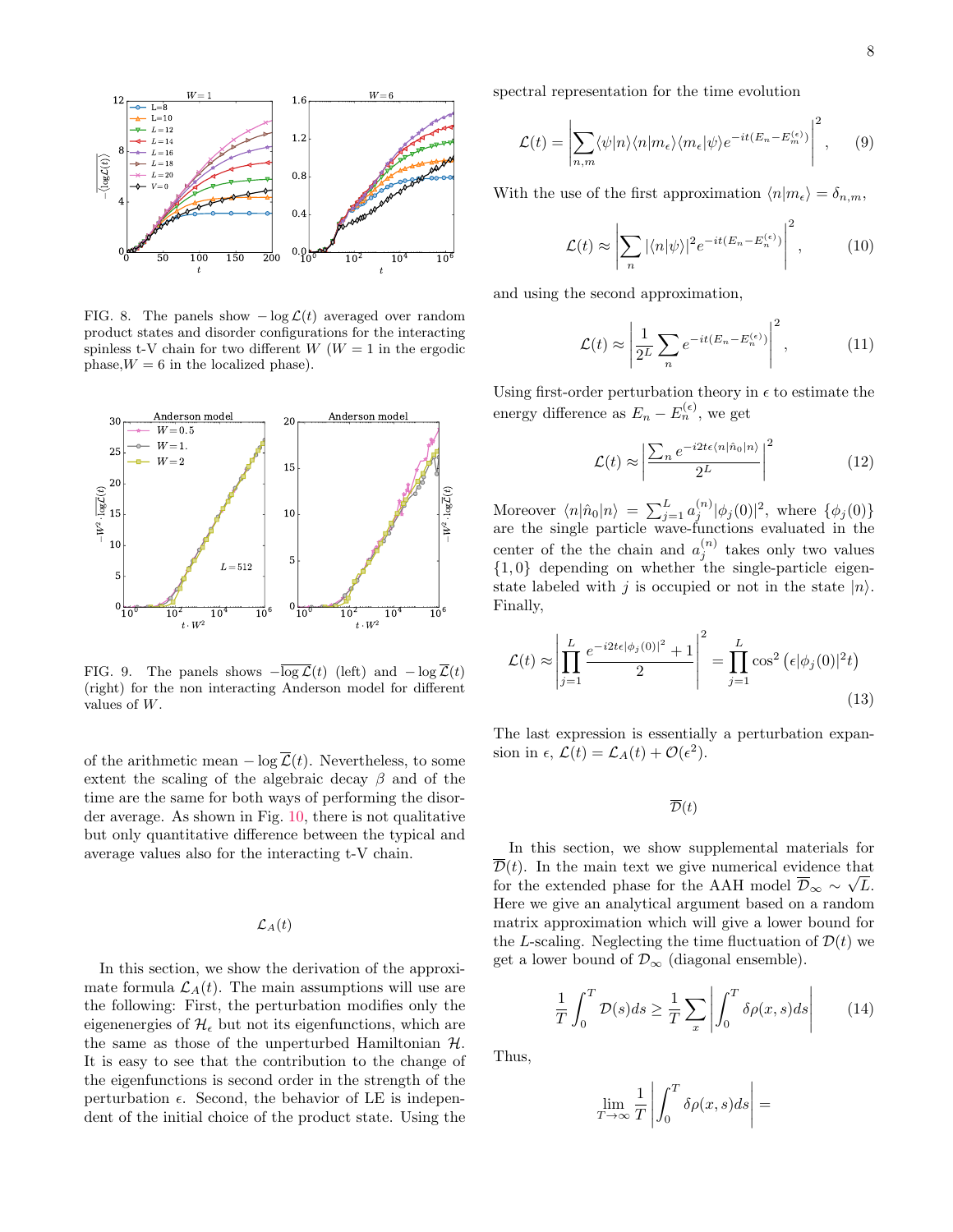FIG. 8. The panels show $-\log \mathcal{L}(t)$ averaged over random product states and disorder configurations for the interacting spinless t-V chain for two different $W$ ($W=1$ in the ergodic phase,$W=6$ in the localized phase).

FIG. 9. The panels shows $-\overline{\log \mathcal{L}}(t)$ (left) and $-\log \overline{\mathcal{L}}(t)$ (right) for the non interacting Anderson model for different values of $W$.

of the arithmetic mean $-\log \overline{\mathcal{L}}(t)$. Nevertheless, to some extent the scaling of the algebraic decay $\beta$ and of the time are the same for both ways of performing the disorder average. As shown in Fig. 10, there is not qualitative but only quantitative difference between the typical and average values also for the interacting t-V chain.

## $\mathcal{L}_A(t)$

In this section, we show the derivation of the approximate formula $\mathcal{L}_A(t)$. The main assumptions will use are the following: First, the perturbation modifies only the eigenenergies of $\mathcal{H}_\epsilon$ but not its eigenfunctions, which are the same as those of the unperturbed Hamiltonian $\mathcal{H}$. It is easy to see that the contribution to the change of the eigenfunctions is second order in the strength of the perturbation $\epsilon$. Second, the behavior of LE is independent of the initial choice of the product state. Using the spectral representation for the time evolution

$$\mathcal{L}(t) = \left| \sum_{n,m} \langle \psi | n \rangle \langle n | m_\epsilon \rangle \langle m_\epsilon | \psi \rangle e^{-it(E_n - E_m^{(\epsilon)})} \right|^2, \qquad (9)$$

With the use of the first approximation $\langle n | m_\epsilon \rangle = \delta_{n,m}$,

$$\mathcal{L}(t) \approx \left| \sum_n |\langle n | \psi \rangle|^2 e^{-it(E_n - E_n^{(\epsilon)})} \right|^2, \qquad (10)$$

and using the second approximation,

$$\mathcal{L}(t) \approx \left| \frac{1}{2^L} \sum_n e^{-it(E_n - E_n^{(\epsilon)})} \right|^2, \qquad (11)$$

Using first-order perturbation theory in $\epsilon$ to estimate the energy difference as $E_n - E_n^{(\epsilon)}$, we get

$$\mathcal{L}(t) \approx \left| \frac{\sum_n e^{-i2t\epsilon \langle n | \hat{n}_0 | n \rangle}}{2^L} \right|^2 \qquad (12)$$

Moreover $\langle n | \hat{n}_0 | n \rangle = \sum_{j=1}^{L} a_j^{(n)} |\phi_j(0)|^2$, where $\{\phi_j(0)\}$ are the single particle wave-functions evaluated in the center of the the chain and $a_j^{(n)}$ takes only two values $\{1, 0\}$ depending on whether the single-particle eigenstate labeled with $j$ is occupied or not in the state $|n\rangle$. Finally,

$$\mathcal{L}(t) \approx \left| \prod_{j=1}^{L} \frac{e^{-i2t\epsilon |\phi_j(0)|^2} + 1}{2} \right|^2 = \prod_{j=1}^{L} \cos^2\left(\epsilon |\phi_j(0)|^2 t\right) \qquad (13)$$

The last expression is essentially a perturbation expansion in $\epsilon$, $\mathcal{L}(t) = \mathcal{L}_A(t) + \mathcal{O}(\epsilon^2)$.

## $\overline{\mathcal{D}}(t)$

In this section, we show supplemental materials for $\overline{\mathcal{D}}(t)$. In the main text we give numerical evidence that for the extended phase for the AAH model $\overline{\mathcal{D}}_\infty \sim \sqrt{L}$. Here we give an analytical argument based on a random matrix approximation which will give a lower bound for the $L$-scaling. Neglecting the time fluctuation of $\mathcal{D}(t)$ we get a lower bound of $\mathcal{D}_\infty$ (diagonal ensemble).

$$\frac{1}{T} \int_0^T \mathcal{D}(s) ds \geq \frac{1}{T} \sum_x \left| \int_0^T \delta\rho(x, s) ds \right| \qquad (14)$$

Thus,

$$\lim_{T \to \infty} \frac{1}{T} \left| \int_0^T \delta\rho(x, s) ds \right| =$$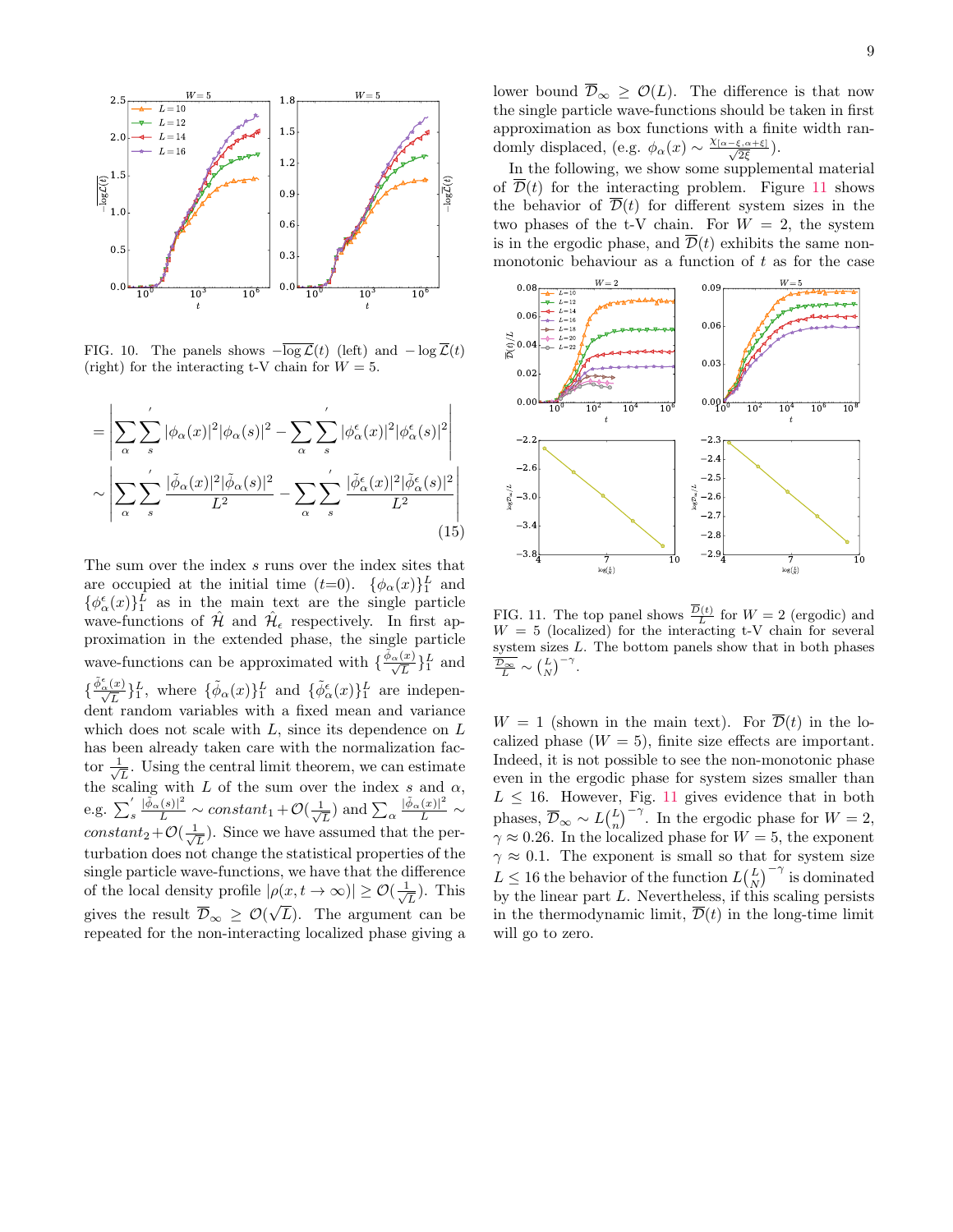W = 5

2.5
2.0
1.5
1.0
0.5
0.0

$-\overline{\log \mathcal{L}(t)}$

L = 10
L = 12
L = 14
L = 16

$10^0$ $10^3$ $10^6$

t

W = 5

1.8
1.5
1.2
0.9
0.6
0.3
0.0

$-\log \overline{\mathcal{L}}(t)$

$10^0$ $10^3$ $10^6$

t

FIG. 10. The panels shows $-\overline{\log \mathcal{L}}(t)$ (left) and $-\log \overline{\mathcal{L}}(t)$ (right) for the interacting t-V chain for $W = 5$.

$$
= \left| \sum_\alpha \sum_s{}^{'} |\phi_\alpha(x)|^2 |\phi_\alpha(s)|^2 - \sum_\alpha \sum_s{}^{'} |\phi^\epsilon_\alpha(x)|^2 |\phi^\epsilon_\alpha(s)|^2 \right|
$$

$$
\sim \left| \sum_\alpha \sum_s{}^{'} \frac{|\tilde{\phi}_\alpha(x)|^2 |\tilde{\phi}_\alpha(s)|^2}{L^2} - \sum_\alpha \sum_s{}^{'} \frac{|\tilde{\phi}^\epsilon_\alpha(x)|^2 |\tilde{\phi}^\epsilon_\alpha(s)|^2}{L^2} \right| \tag{15}
$$

The sum over the index $s$ runs over the index sites that are occupied at the initial time ($t$=0). $\{\phi_\alpha(x)\}_1^L$ and $\{\phi^\epsilon_\alpha(x)\}_1^L$ as in the main text are the single particle wave-functions of $\hat{\mathcal{H}}$ and $\hat{\mathcal{H}}_\epsilon$ respectively. In first approximation in the extended phase, the single particle wave-functions can be approximated with $\{\frac{\tilde{\phi}_\alpha(x)}{\sqrt{L}}\}_1^L$ and $\{\frac{\tilde{\phi}^\epsilon_\alpha(x)}{\sqrt{L}}\}_1^L$, where $\{\tilde{\phi}_\alpha(x)\}_1^L$ and $\{\tilde{\phi}^\epsilon_\alpha(x)\}_1^L$ are independent random variables with a fixed mean and variance which does not scale with $L$, since its dependence on $L$ has been already taken care with the normalization factor $\frac{1}{\sqrt{L}}$. Using the central limit theorem, we can estimate the scaling with $L$ of the sum over the index $s$ and $\alpha$, e.g. $\sum_s' \frac{|\tilde{\phi}_\alpha(s)|^2}{L} \sim constant_1 + \mathcal{O}(\frac{1}{\sqrt{L}})$ and $\sum_\alpha \frac{|\tilde{\phi}_\alpha(x)|^2}{L} \sim constant_2 + \mathcal{O}(\frac{1}{\sqrt{L}})$. Since we have assumed that the perturbation does not change the statistical properties of the single particle wave-functions, we have that the difference of the local density profile $|\rho(x, t \to \infty)| \geq \mathcal{O}(\frac{1}{\sqrt{L}})$. This gives the result $\overline{\mathcal{D}}_\infty \geq \mathcal{O}(\sqrt{L})$. The argument can be repeated for the non-interacting localized phase giving a lower bound $\overline{\mathcal{D}}_\infty \geq \mathcal{O}(L)$. The difference is that now the single particle wave-functions should be taken in first approximation as box functions with a finite width randomly displaced, (e.g. $\phi_\alpha(x) \sim \frac{\chi_{[\alpha-\xi, \alpha+\xi]}}{\sqrt{2\xi}}$).

In the following, we show some supplemental material of $\overline{\mathcal{D}}(t)$ for the interacting problem. Figure 11 shows the behavior of $\overline{\mathcal{D}}(t)$ for different system sizes in the two phases of the t-V chain. For $W = 2$, the system is in the ergodic phase, and $\overline{\mathcal{D}}(t)$ exhibits the same non-monotonic behaviour as a function of $t$ as for the case

W = 2

0.08
0.06
0.04
0.02
0.00

$\overline{\mathcal{D}}(t)/L$

L = 10
L = 12
L = 14
L = 16
L = 18
L = 20
L = 22

$10^0$ $10^2$ $10^4$ $10^6$

t

W = 5

0.09
0.06
0.03
0.00

$10^0$ $10^2$ $10^4$ $10^6$ $10^8$

t

−2.2
−2.6
−3.0
−3.4
−3.8

$\log \mathcal{D}_\infty/L$

4 7 10

$\log(\frac{L}{N})$

−2.3
−2.4
−2.5
−2.6
−2.7
−2.8
−2.9

$\log \mathcal{D}_\infty/L$

4 7 10

$\log(\frac{L}{N})$

FIG. 11. The top panel shows $\frac{\overline{\mathcal{D}}(t)}{L}$ for $W = 2$ (ergodic) and $W = 5$ (localized) for the interacting t-V chain for several system sizes $L$. The bottom panels show that in both phases $\frac{\overline{\mathcal{D}}_\infty}{L} \sim \binom{L}{N}^{-\gamma}$.

$W = 1$ (shown in the main text). For $\overline{\mathcal{D}}(t)$ in the localized phase ($W = 5$), finite size effects are important. Indeed, it is not possible to see the non-monotonic phase even in the ergodic phase for system sizes smaller than $L \leq 16$. However, Fig. 11 gives evidence that in both phases, $\overline{\mathcal{D}}_\infty \sim L \binom{L}{n}^{-\gamma}$. In the ergodic phase for $W = 2$, $\gamma \approx 0.26$. In the localized phase for $W = 5$, the exponent $\gamma \approx 0.1$. The exponent is small so that for system size $L \leq 16$ the behavior of the function $L \binom{L}{N}^{-\gamma}$ is dominated by the linear part $L$. Nevertheless, if this scaling persists in the thermodynamic limit, $\overline{\mathcal{D}}(t)$ in the long-time limit will go to zero.